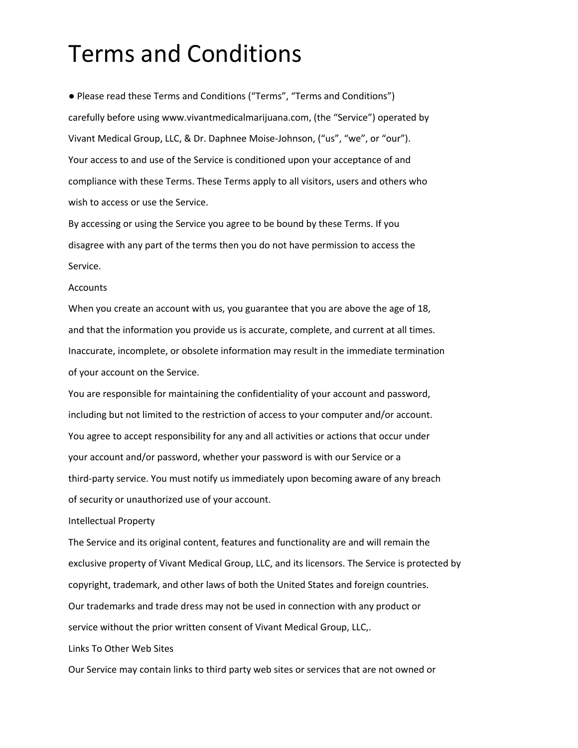# Terms and Conditions

● Please read these Terms and Conditions ("Terms", "Terms and Conditions") carefully before using www.vivantmedicalmarijuana.com, (the "Service") operated by Vivant Medical Group, LLC, & Dr. Daphnee Moise-Johnson, ("us", "we", or "our").

Your access to and use of the Service is conditioned upon your acceptance of and compliance with these Terms. These Terms apply to all visitors, users and others who wish to access or use the Service.

By accessing or using the Service you agree to be bound by these Terms. If you disagree with any part of the terms then you do not have permission to access the Service.

## Accounts

When you create an account with us, you guarantee that you are above the age of 18, and that the information you provide us is accurate, complete, and current at all times. Inaccurate, incomplete, or obsolete information may result in the immediate termination of your account on the Service.

You are responsible for maintaining the confidentiality of your account and password, including but not limited to the restriction of access to your computer and/or account. You agree to accept responsibility for any and all activities or actions that occur under your account and/or password, whether your password is with our Service or a third-party service. You must notify us immediately upon becoming aware of any breach of security or unauthorized use of your account.

## Intellectual Property

The Service and its original content, features and functionality are and will remain the exclusive property of Vivant Medical Group, LLC, and its licensors. The Service is protected by copyright, trademark, and other laws of both the United States and foreign countries. Our trademarks and trade dress may not be used in connection with any product or service without the prior written consent of Vivant Medical Group, LLC,.

## Links To Other Web Sites

Our Service may contain links to third party web sites or services that are not owned or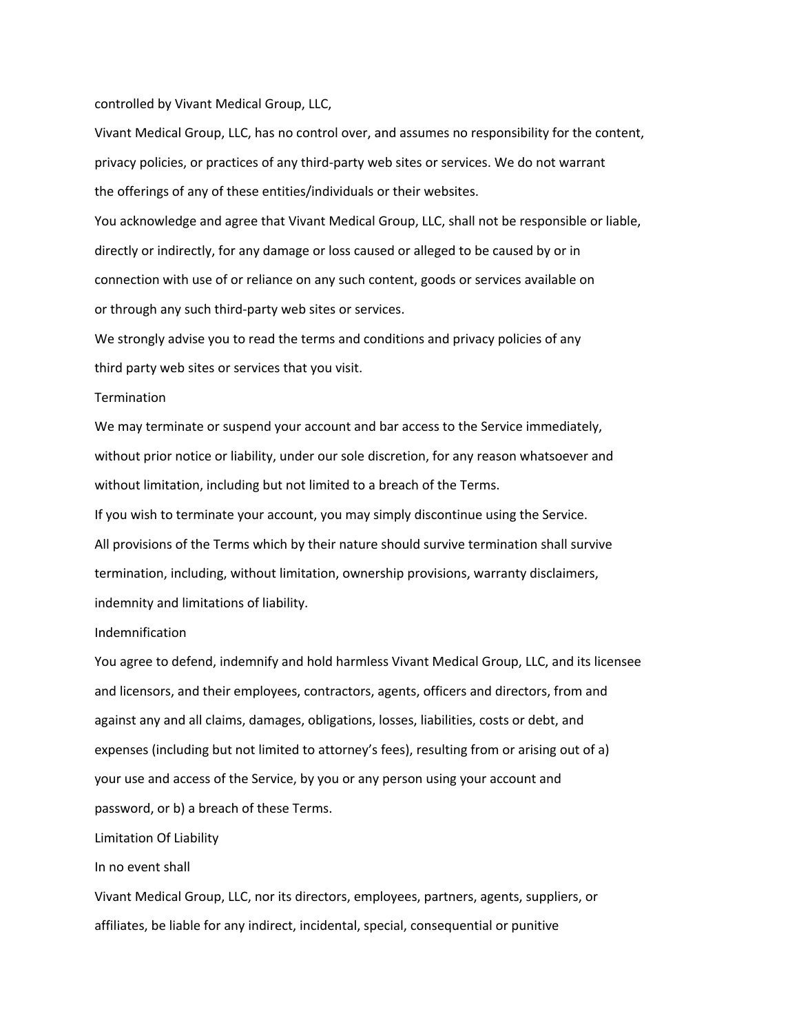controlled by Vivant Medical Group, LLC,

Vivant Medical Group, LLC, has no control over, and assumes no responsibility for the content, privacy policies, or practices of any third-party web sites or services. We do not warrant the offerings of any of these entities/individuals or their websites.

You acknowledge and agree that Vivant Medical Group, LLC, shall not be responsible or liable, directly or indirectly, for any damage or loss caused or alleged to be caused by or in connection with use of or reliance on any such content, goods or services available on or through any such third-party web sites or services.

We strongly advise you to read the terms and conditions and privacy policies of any third party web sites or services that you visit.

## Termination

We may terminate or suspend your account and bar access to the Service immediately, without prior notice or liability, under our sole discretion, for any reason whatsoever and without limitation, including but not limited to a breach of the Terms.

If you wish to terminate your account, you may simply discontinue using the Service.

All provisions of the Terms which by their nature should survive termination shall survive termination, including, without limitation, ownership provisions, warranty disclaimers, indemnity and limitations of liability.

## Indemnification

You agree to defend, indemnify and hold harmless Vivant Medical Group, LLC, and its licensee and licensors, and their employees, contractors, agents, officers and directors, from and against any and all claims, damages, obligations, losses, liabilities, costs or debt, and expenses (including but not limited to attorney's fees), resulting from or arising out of a) your use and access of the Service, by you or any person using your account and password, or b) a breach of these Terms.

## Limitation Of Liability

In no event shall

Vivant Medical Group, LLC, nor its directors, employees, partners, agents, suppliers, or affiliates, be liable for any indirect, incidental, special, consequential or punitive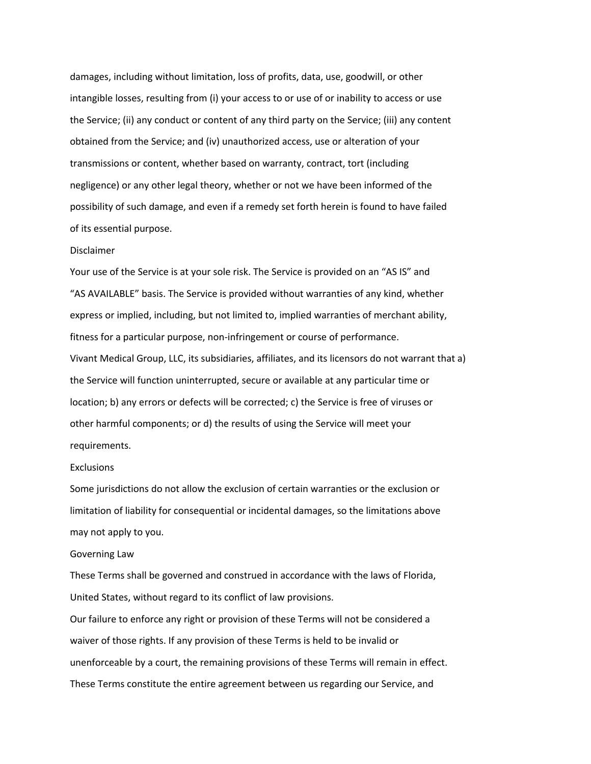damages, including without limitation, loss of profits, data, use, goodwill, or other intangible losses, resulting from (i) your access to or use of or inability to access or use the Service; (ii) any conduct or content of any third party on the Service; (iii) any content obtained from the Service; and (iv) unauthorized access, use or alteration of your transmissions or content, whether based on warranty, contract, tort (including negligence) or any other legal theory, whether or not we have been informed of the possibility of such damage, and even if a remedy set forth herein is found to have failed of its essential purpose.

## Disclaimer

Your use of the Service is at your sole risk. The Service is provided on an "AS IS" and "AS AVAILABLE" basis. The Service is provided without warranties of any kind, whether express or implied, including, but not limited to, implied warranties of merchant ability, fitness for a particular purpose, non-infringement or course of performance.

Vivant Medical Group, LLC, its subsidiaries, affiliates, and its licensors do not warrant that a) the Service will function uninterrupted, secure or available at any particular time or location; b) any errors or defects will be corrected; c) the Service is free of viruses or other harmful components; or d) the results of using the Service will meet your requirements.

## Exclusions

Some jurisdictions do not allow the exclusion of certain warranties or the exclusion or limitation of liability for consequential or incidental damages, so the limitations above may not apply to you.

## Governing Law

These Terms shall be governed and construed in accordance with the laws of Florida, United States, without regard to its conflict of law provisions.

Our failure to enforce any right or provision of these Terms will not be considered a waiver of those rights. If any provision of these Terms is held to be invalid or unenforceable by a court, the remaining provisions of these Terms will remain in effect. These Terms constitute the entire agreement between us regarding our Service, and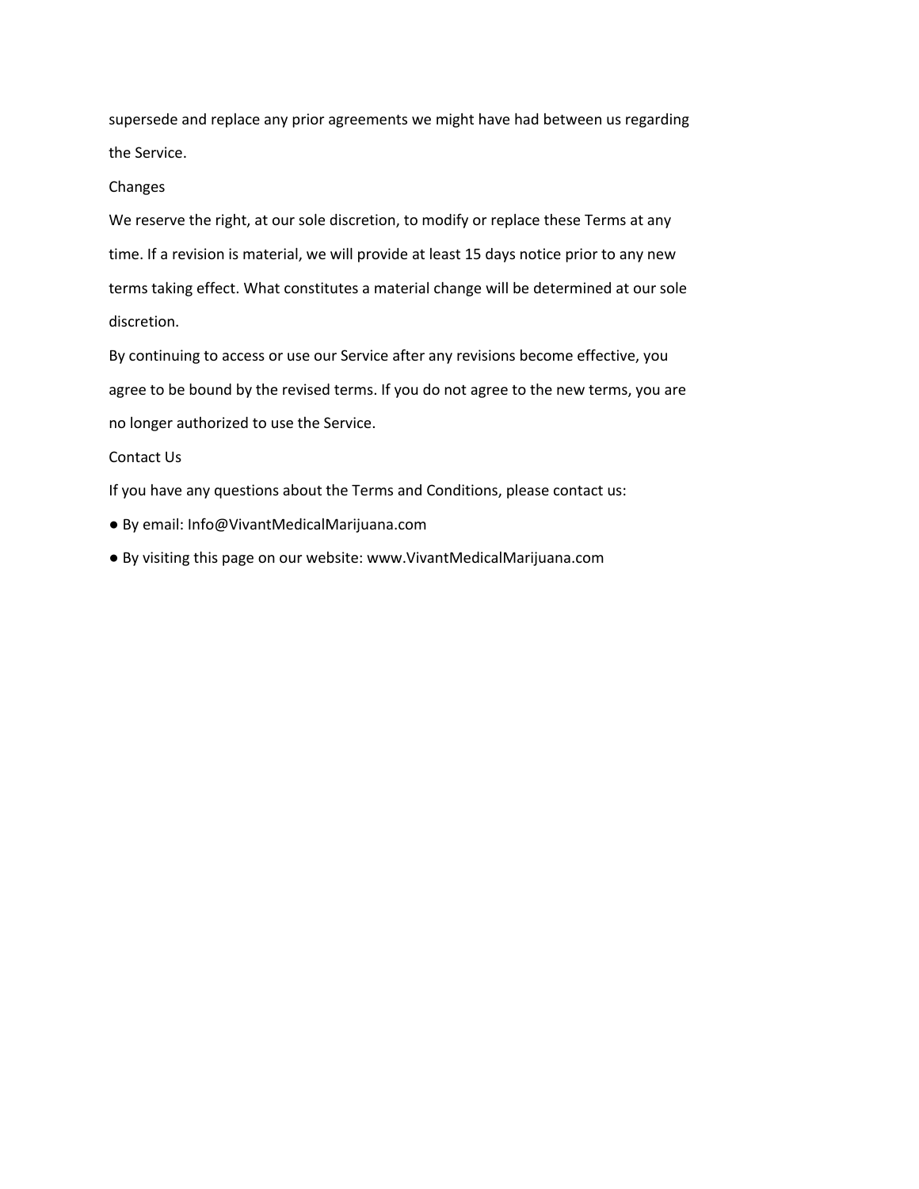supersede and replace any prior agreements we might have had between us regarding the Service.

## Changes

We reserve the right, at our sole discretion, to modify or replace these Terms at any time. If a revision is material, we will provide at least 15 days notice prior to any new terms taking effect. What constitutes a material change will be determined at our sole discretion.

By continuing to access or use our Service after any revisions become effective, you agree to be bound by the revised terms. If you do not agree to the new terms, you are no longer authorized to use the Service.

## Contact Us

If you have any questions about the Terms and Conditions, please contact us:

- By email: Info@VivantMedicalMarijuana.com
- By visiting this page on our website: www.VivantMedicalMarijuana.com